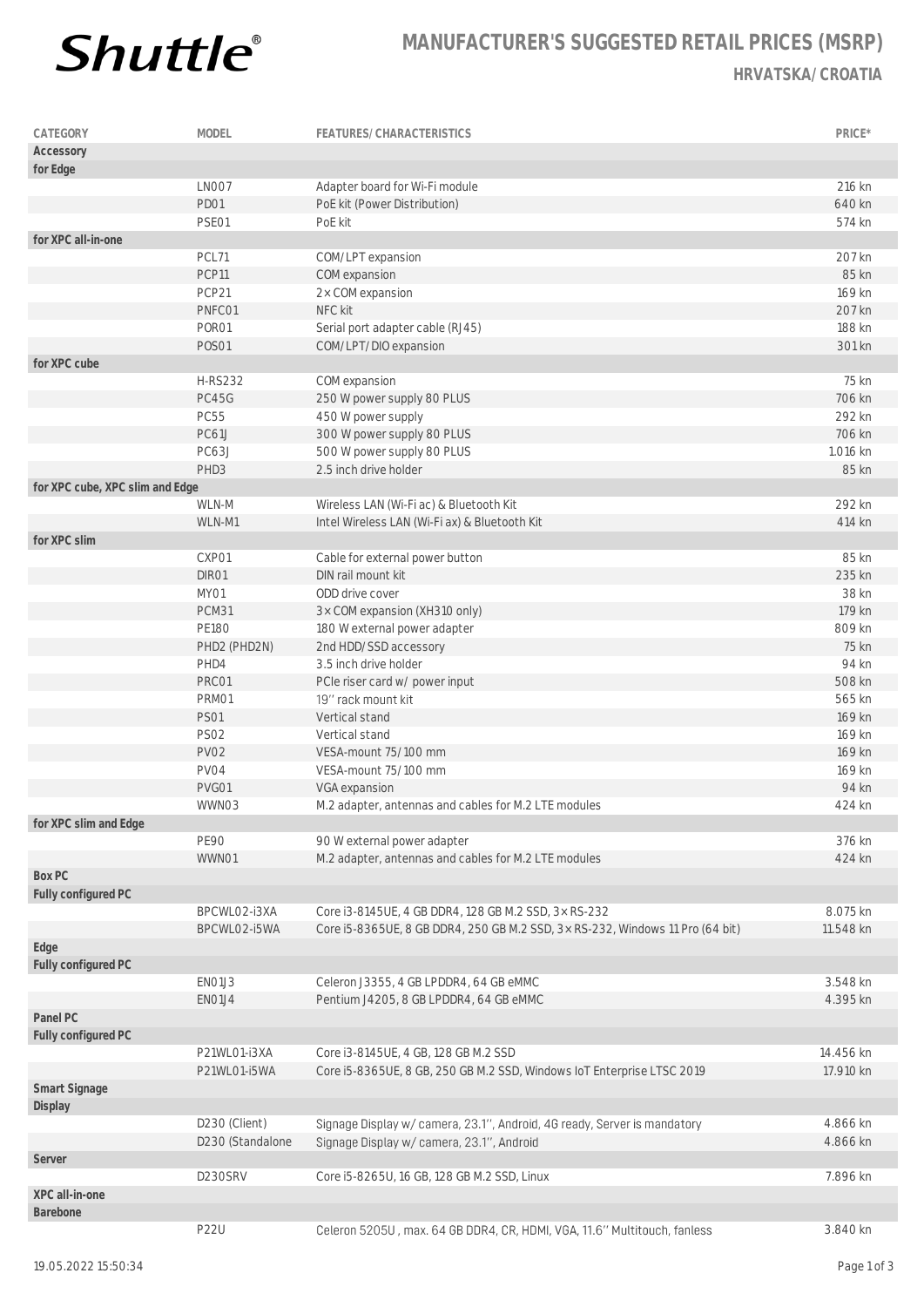# Shuttle®

## MANUFACTURER'S SUGGESTED RETAIL PRICES (MSRP)

### HRVATSKA/CROATIA

| CATEGORY | MODEL | FEATURES/CHARACTERISTICS | PRICE* |
|---|---|---|---|
| **Accessory** | | | |
| **for Edge** | | | |
| | LN007 | Adapter board for Wi-Fi module | 216 kn |
| | PD01 | PoE kit (Power Distribution) | 640 kn |
| | PSE01 | PoE kit | 574 kn |
| **for XPC all-in-one** | | | |
| | PCL71 | COM/LPT expansion | 207 kn |
| | PCP11 | COM expansion | 85 kn |
| | PCP21 | 2 × COM expansion | 169 kn |
| | PNFC01 | NFC kit | 207 kn |
| | POR01 | Serial port adapter cable (RJ45) | 188 kn |
| | POS01 | COM/LPT/DIO expansion | 301 kn |
| **for XPC cube** | | | |
| | H-RS232 | COM expansion | 75 kn |
| | PC45G | 250 W power supply 80 PLUS | 706 kn |
| | PC55 | 450 W power supply | 292 kn |
| | PC61J | 300 W power supply 80 PLUS | 706 kn |
| | PC63J | 500 W power supply 80 PLUS | 1.016 kn |
| | PHD3 | 2.5 inch drive holder | 85 kn |
| **for XPC cube, XPC slim and Edge** | | | |
| | WLN-M | Wireless LAN (Wi-Fi ac) & Bluetooth Kit | 292 kn |
| | WLN-M1 | Intel Wireless LAN (Wi-Fi ax) & Bluetooth Kit | 414 kn |
| **for XPC slim** | | | |
| | CXP01 | Cable for external power button | 85 kn |
| | DIR01 | DIN rail mount kit | 235 kn |
| | MY01 | ODD drive cover | 38 kn |
| | PCM31 | 3 × COM expansion (XH310 only) | 179 kn |
| | PE180 | 180 W external power adapter | 809 kn |
| | PHD2 (PHD2N) | 2nd HDD/SSD accessory | 75 kn |
| | PHD4 | 3.5 inch drive holder | 94 kn |
| | PRC01 | PCIe riser card w/ power input | 508 kn |
| | PRM01 | 19'' rack mount kit | 565 kn |
| | PS01 | Vertical stand | 169 kn |
| | PS02 | Vertical stand | 169 kn |
| | PV02 | VESA-mount 75/100 mm | 169 kn |
| | PV04 | VESA-mount 75/100 mm | 169 kn |
| | PVG01 | VGA expansion | 94 kn |
| | WWN03 | M.2 adapter, antennas and cables for M.2 LTE modules | 424 kn |
| **for XPC slim and Edge** | | | |
| | PE90 | 90 W external power adapter | 376 kn |
| | WWN01 | M.2 adapter, antennas and cables for M.2 LTE modules | 424 kn |
| **Box PC** | | | |
| **Fully configured PC** | | | |
| | BPCWL02-i3XA | Core i3-8145UE, 4 GB DDR4, 128 GB M.2 SSD, 3 × RS-232 | 8.075 kn |
| | BPCWL02-i5WA | Core i5-8365UE, 8 GB DDR4, 250 GB M.2 SSD, 3 × RS-232, Windows 11 Pro (64 bit) | 11.548 kn |
| **Edge** | | | |
| **Fully configured PC** | | | |
| | EN01J3 | Celeron J3355, 4 GB LPDDR4, 64 GB eMMC | 3.548 kn |
| | EN01J4 | Pentium J4205, 8 GB LPDDR4, 64 GB eMMC | 4.395 kn |
| **Panel PC** | | | |
| **Fully configured PC** | | | |
| | P21WL01-i3XA | Core i3-8145UE, 4 GB, 128 GB M.2 SSD | 14.456 kn |
| | P21WL01-i5WA | Core i5-8365UE, 8 GB, 250 GB M.2 SSD, Windows IoT Enterprise LTSC 2019 | 17.910 kn |
| **Smart Signage** | | | |
| **Display** | | | |
| | D230 (Client) | Signage Display w/ camera, 23.1'', Android, 4G ready, Server is mandatory | 4.866 kn |
| | D230 (Standalone | Signage Display w/ camera, 23.1'', Android | 4.866 kn |
| **Server** | | | |
| | D230SRV | Core i5-8265U, 16 GB, 128 GB M.2 SSD, Linux | 7.896 kn |
| **XPC all-in-one** | | | |
| **Barebone** | | | |
| | P22U | Celeron 5205U , max. 64 GB DDR4, CR, HDMI, VGA, 11.6'' Multitouch, fanless | 3.840 kn |

19.05.2022 15:50:34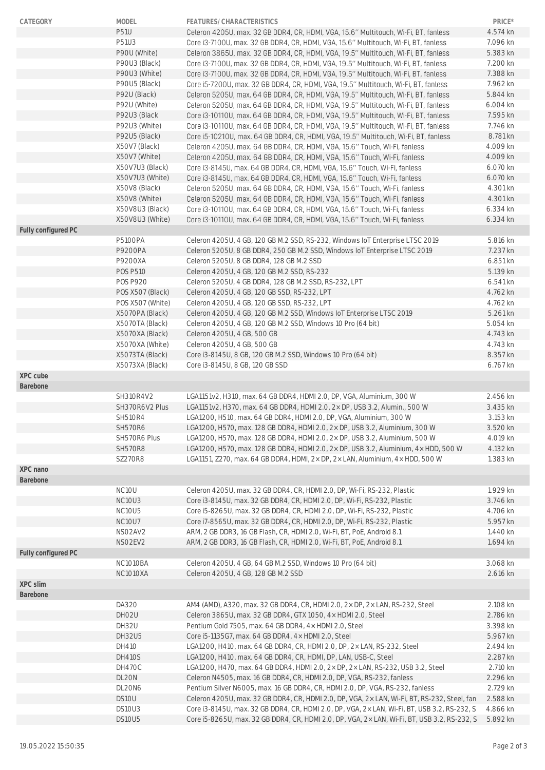| CATEGORY | MODEL | FEATURES/ CHARACTERISTICS | PRICE* |
|---|---|---|---|
| | P51U | Celeron 4205U, max. 32 GB DDR4, CR, HDMI, VGA, 15.6'' Multitouch, Wi-Fi, BT, fanless | 4.574 kn |
| | P51U3 | Core i3-7100U, max. 32 GB DDR4, CR, HDMI, VGA, 15.6'' Multitouch, Wi-Fi, BT, fanless | 7.096 kn |
| | P90U (White) | Celeron 3865U, max. 32 GB DDR4, CR, HDMI, VGA, 19.5'' Multitouch, Wi-Fi, BT, fanless | 5.383 kn |
| | P90U3 (Black) | Core i3-7100U, max. 32 GB DDR4, CR, HDMI, VGA, 19.5'' Multitouch, Wi-Fi, BT, fanless | 7.200 kn |
| | P90U3 (White) | Core i3-7100U, max. 32 GB DDR4, CR, HDMI, VGA, 19.5'' Multitouch, Wi-Fi, BT, fanless | 7.388 kn |
| | P90U5 (Black) | Core i5-7200U, max. 32 GB DDR4, CR, HDMI, VGA, 19.5'' Multitouch, Wi-Fi, BT, fanless | 7.962 kn |
| | P92U (Black) | Celeron 5205U, max. 64 GB DDR4, CR, HDMI, VGA, 19.5'' Multitouch, Wi-Fi, BT, fanless | 5.844 kn |
| | P92U (White) | Celeron 5205U, max. 64 GB DDR4, CR, HDMI, VGA, 19.5'' Multitouch, Wi-Fi, BT, fanless | 6.004 kn |
| | P92U3 (Black | Core i3-10110U, max. 64 GB DDR4, CR, HDMI, VGA, 19.5'' Multitouch, Wi-Fi, BT, fanless | 7.595 kn |
| | P92U3 (White) | Core i3-10110U, max. 64 GB DDR4, CR, HDMI, VGA, 19.5'' Multitouch, Wi-Fi, BT, fanless | 7.746 kn |
| | P92U5 (Black) | Core i5-10210U, max. 64 GB DDR4, CR, HDMI, VGA, 19.5'' Multitouch, Wi-Fi, BT, fanless | 8.781 kn |
| | X50V7 (Black) | Celeron 4205U, max. 64 GB DDR4, CR, HDMI, VGA, 15.6'' Touch, Wi-Fi, fanless | 4.009 kn |
| | X50V7 (White) | Celeron 4205U, max. 64 GB DDR4, CR, HDMI, VGA, 15.6'' Touch, Wi-Fi, fanless | 4.009 kn |
| | X50V7U3 (Black) | Core i3-8145U, max. 64 GB DDR4, CR, HDMI, VGA, 15.6'' Touch, Wi-Fi, fanless | 6.070 kn |
| | X50V7U3 (White) | Core i3-8145U, max. 64 GB DDR4, CR, HDMI, VGA, 15.6'' Touch, Wi-Fi, fanless | 6.070 kn |
| | X50V8 (Black) | Celeron 5205U, max. 64 GB DDR4, CR, HDMI, VGA, 15.6'' Touch, Wi-Fi, fanless | 4.301 kn |
| | X50V8 (White) | Celeron 5205U, max. 64 GB DDR4, CR, HDMI, VGA, 15.6'' Touch, Wi-Fi, fanless | 4.301 kn |
| | X50V8U3 (Black) | Core i3-10110U, max. 64 GB DDR4, CR, HDMI, VGA, 15.6'' Touch, Wi-Fi, fanless | 6.334 kn |
| | X50V8U3 (White) | Core i3-10110U, max. 64 GB DDR4, CR, HDMI, VGA, 15.6'' Touch, Wi-Fi, fanless | 6.334 kn |
| **Fully configured PC** | | | |
| | P5100PA | Celeron 4205U, 4 GB, 120 GB M.2 SSD, RS-232, Windows IoT Enterprise LTSC 2019 | 5.816 kn |
| | P9200PA | Celeron 5205U, 8 GB DDR4, 250 GB M.2 SSD, Windows IoT Enterprise LTSC 2019 | 7.237 kn |
| | P9200XA | Celeron 5205U, 8 GB DDR4, 128 GB M.2 SSD | 6.851 kn |
| | POS P510 | Celeron 4205U, 4 GB, 120 GB M.2 SSD, RS-232 | 5.139 kn |
| | POS P920 | Celeron 5205U, 4 GB DDR4, 128 GB M.2 SSD, RS-232, LPT | 6.541 kn |
| | POS X507 (Black) | Celeron 4205U, 4 GB, 120 GB SSD, RS-232, LPT | 4.762 kn |
| | POS X507 (White) | Celeron 4205U, 4 GB, 120 GB SSD, RS-232, LPT | 4.762 kn |
| | X5070PA (Black) | Celeron 4205U, 4 GB, 120 GB M.2 SSD, Windows IoT Enterprise LTSC 2019 | 5.261 kn |
| | X5070TA (Black) | Celeron 4205U, 4 GB, 120 GB M.2 SSD, Windows 10 Pro (64 bit) | 5.054 kn |
| | X5070XA (Black) | Celeron 4205U, 4 GB, 500 GB | 4.743 kn |
| | X5070XA (White) | Celeron 4205U, 4 GB, 500 GB | 4.743 kn |
| | X5073TA (Black) | Core i3-8145U, 8 GB, 120 GB M.2 SSD, Windows 10 Pro (64 bit) | 8.357 kn |
| | X5073XA (Black) | Core i3-8145U, 8 GB, 120 GB SSD | 6.767 kn |
| **XPC cube** | | | |
| **Barebone** | | | |
| | SH310R4V2 | LGA1151v2, H310, max. 64 GB DDR4, HDMI 2.0, DP, VGA, Aluminium, 300 W | 2.456 kn |
| | SH370R6V2 Plus | LGA1151v2, H370, max. 64 GB DDR4, HDMI 2.0, 2× DP, USB 3.2, Alumin., 500 W | 3.435 kn |
| | SH510R4 | LGA1200, H510, max. 64 GB DDR4, HDMI 2.0, DP, VGA, Aluminium, 300 W | 3.153 kn |
| | SH570R6 | LGA1200, H570, max. 128 GB DDR4, HDMI 2.0, 2× DP, USB 3.2, Aluminium, 300 W | 3.520 kn |
| | SH570R6 Plus | LGA1200, H570, max. 128 GB DDR4, HDMI 2.0, 2× DP, USB 3.2, Aluminium, 500 W | 4.019 kn |
| | SH570R8 | LGA1200, H570, max. 128 GB DDR4, HDMI 2.0, 2× DP, USB 3.2, Aluminium, 4× HDD, 500 W | 4.132 kn |
| | SZ270R8 | LGA1151, Z270, max. 64 GB DDR4, HDMI, 2× DP, 2× LAN, Aluminium, 4× HDD, 500 W | 1.383 kn |
| **XPC nano** | | | |
| **Barebone** | | | |
| | NC10U | Celeron 4205U, max. 32 GB DDR4, CR, HDMI 2.0, DP, Wi-Fi, RS-232, Plastic | 1.929 kn |
| | NC10U3 | Core i3-8145U, max. 32 GB DDR4, CR, HDMI 2.0, DP, Wi-Fi, RS-232, Plastic | 3.746 kn |
| | NC10U5 | Core i5-8265U, max. 32 GB DDR4, CR, HDMI 2.0, DP, Wi-Fi, RS-232, Plastic | 4.706 kn |
| | NC10U7 | Core i7-8565U, max. 32 GB DDR4, CR, HDMI 2.0, DP, Wi-Fi, RS-232, Plastic | 5.957 kn |
| | NS02AV2 | ARM, 2 GB DDR3, 16 GB Flash, CR, HDMI 2.0, Wi-Fi, BT, PoE, Android 8.1 | 1.440 kn |
| | NS02EV2 | ARM, 2 GB DDR3, 16 GB Flash, CR, HDMI 2.0, Wi-Fi, BT, PoE, Android 8.1 | 1.694 kn |
| **Fully configured PC** | | | |
| | NC1010BA | Celeron 4205U, 4 GB, 64 GB M.2 SSD, Windows 10 Pro (64 bit) | 3.068 kn |
| | NC1010XA | Celeron 4205U, 4 GB, 128 GB M.2 SSD | 2.616 kn |
| **XPC slim** | | | |
| **Barebone** | | | |
| | DA320 | AM4 (AMD), A320, max. 32 GB DDR4, CR, HDMI 2.0, 2× DP, 2× LAN, RS-232, Steel | 2.108 kn |
| | DH02U | Celeron 3865U, max. 32 GB DDR4, GTX 1050, 4× HDMI 2.0, Steel | 2.786 kn |
| | DH32U | Pentium Gold 7505, max. 64 GB DDR4, 4× HDMI 2.0, Steel | 3.398 kn |
| | DH32U5 | Core i5-1135G7, max. 64 GB DDR4, 4× HDMI 2.0, Steel | 5.967 kn |
| | DH410 | LGA1200, H410, max. 64 GB DDR4, CR, HDMI 2.0, DP, 2× LAN, RS-232, Steel | 2.494 kn |
| | DH410S | LGA1200, H410, max. 64 GB DDR4, CR, HDMI, DP, LAN, USB-C, Steel | 2.287 kn |
| | DH470C | LGA1200, H470, max. 64 GB DDR4, HDMI 2.0, 2× DP, 2× LAN, RS-232, USB 3.2, Steel | 2.710 kn |
| | DL20N | Celeron N4505, max. 16 GB DDR4, CR, HDMI 2.0, DP, VGA, RS-232, fanless | 2.296 kn |
| | DL20N6 | Pentium Silver N6005, max. 16 GB DDR4, CR, HDMI 2.0, DP, VGA, RS-232, fanless | 2.729 kn |
| | DS10U | Celeron 4205U, max. 32 GB DDR4, CR, HDMI 2.0, DP, VGA, 2× LAN, Wi-Fi, BT, RS-232, Steel, fan | 2.588 kn |
| | DS10U3 | Core i3-8145U, max. 32 GB DDR4, CR, HDMI 2.0, DP, VGA, 2× LAN, Wi-Fi, BT, USB 3.2, RS-232, S | 4.866 kn |
| | DS10U5 | Core i5-8265U, max. 32 GB DDR4, CR, HDMI 2.0, DP, VGA, 2× LAN, Wi-Fi, BT, USB 3.2, RS-232, S | 5.892 kn |

19.05.2022 15:50:35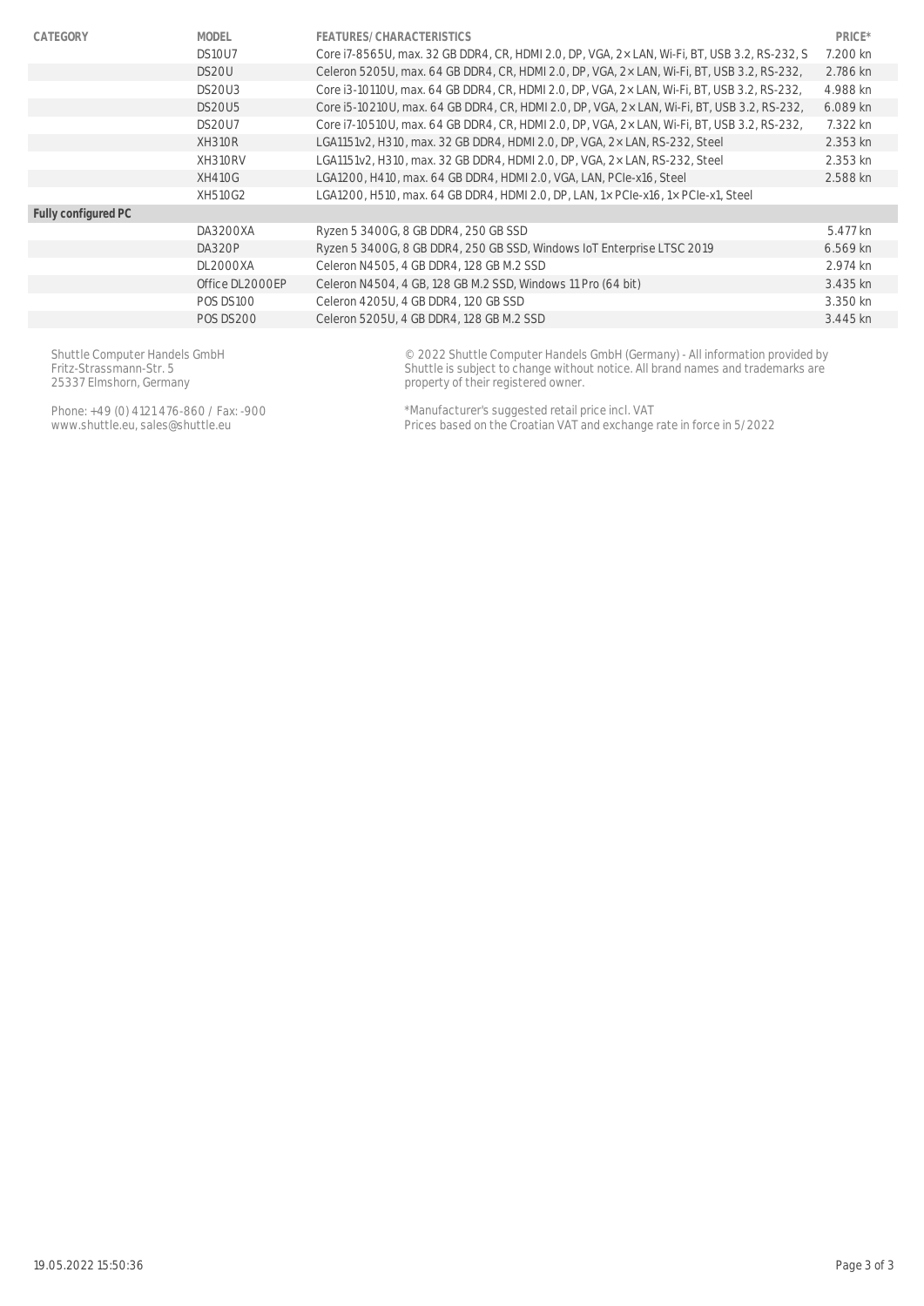| CATEGORY | MODEL | FEATURES/CHARACTERISTICS | PRICE* |
|---|---|---|---|
| | DS10U7 | Core i7-8565U, max. 32 GB DDR4, CR, HDMI 2.0, DP, VGA, 2× LAN, Wi-Fi, BT, USB 3.2, RS-232, S | 7.200 kn |
| | DS20U | Celeron 5205U, max. 64 GB DDR4, CR, HDMI 2.0, DP, VGA, 2× LAN, Wi-Fi, BT, USB 3.2, RS-232, | 2.786 kn |
| | DS20U3 | Core i3-10110U, max. 64 GB DDR4, CR, HDMI 2.0, DP, VGA, 2× LAN, Wi-Fi, BT, USB 3.2, RS-232, | 4.988 kn |
| | DS20U5 | Core i5-10210U, max. 64 GB DDR4, CR, HDMI 2.0, DP, VGA, 2× LAN, Wi-Fi, BT, USB 3.2, RS-232, | 6.089 kn |
| | DS20U7 | Core i7-10510U, max. 64 GB DDR4, CR, HDMI 2.0, DP, VGA, 2× LAN, Wi-Fi, BT, USB 3.2, RS-232, | 7.322 kn |
| | XH310R | LGA1151v2, H310, max. 32 GB DDR4, HDMI 2.0, DP, VGA, 2× LAN, RS-232, Steel | 2.353 kn |
| | XH310RV | LGA1151v2, H310, max. 32 GB DDR4, HDMI 2.0, DP, VGA, 2× LAN, RS-232, Steel | 2.353 kn |
| | XH410G | LGA1200, H410, max. 64 GB DDR4, HDMI 2.0, VGA, LAN, PCIe-x16, Steel | 2.588 kn |
| | XH510G2 | LGA1200, H510, max. 64 GB DDR4, HDMI 2.0, DP, LAN, 1× PCIe-x16, 1× PCIe-x1, Steel | |
| **Fully configured PC** | | | |
| | DA3200XA | Ryzen 5 3400G, 8 GB DDR4, 250 GB SSD | 5.477 kn |
| | DA320P | Ryzen 5 3400G, 8 GB DDR4, 250 GB SSD, Windows IoT Enterprise LTSC 2019 | 6.569 kn |
| | DL2000XA | Celeron N4505, 4 GB DDR4, 128 GB M.2 SSD | 2.974 kn |
| | Office DL2000EP | Celeron N4504, 4 GB, 128 GB M.2 SSD, Windows 11 Pro (64 bit) | 3.435 kn |
| | POS DS100 | Celeron 4205U, 4 GB DDR4, 120 GB SSD | 3.350 kn |
| | POS DS200 | Celeron 5205U, 4 GB DDR4, 128 GB M.2 SSD | 3.445 kn |

Shuttle Computer Handels GmbH
Fritz-Strassmann-Str. 5
25337 Elmshorn, Germany

Phone: +49 (0) 4121 476-860 / Fax: -900
www.shuttle.eu, sales@shuttle.eu

© 2022 Shuttle Computer Handels GmbH (Germany) - All information provided by Shuttle is subject to change without notice. All brand names and trademarks are property of their registered owner.

*Manufacturer's suggested retail price incl. VAT
Prices based on the Croatian VAT and exchange rate in force in 5/2022

19.05.2022 15:50:36